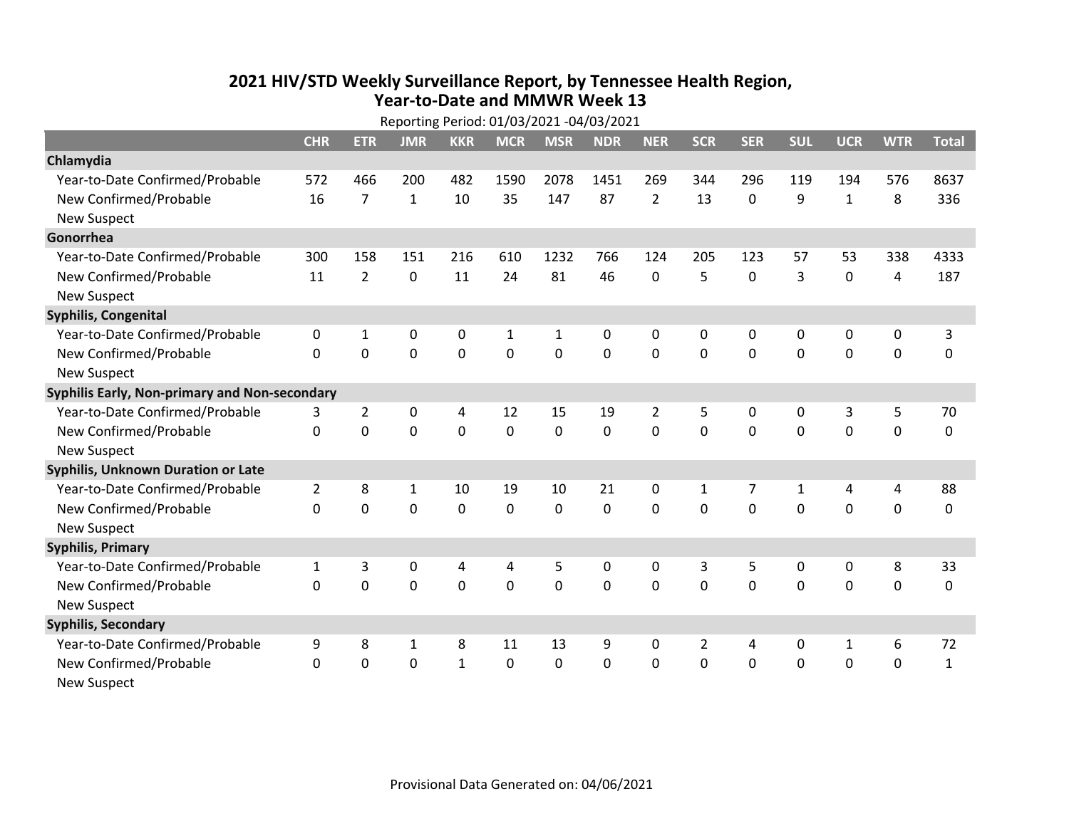# 2021 HIV/STD Weekly Surveillance Report, by Tennessee Health Region, Year-to-Date and MMWR Week 13

Reporting Period: 01/03/2021 -04/03/2021

| | CHR | ETR | JMR | KKR | MCR | MSR | NDR | NER | SCR | SER | SUL | UCR | WTR | Total |
|---|---|---|---|---|---|---|---|---|---|---|---|---|---|---|
| **Chlamydia** | | | | | | | | | | | | | | |
| Year-to-Date Confirmed/Probable | 572 | 466 | 200 | 482 | 1590 | 2078 | 1451 | 269 | 344 | 296 | 119 | 194 | 576 | 8637 |
| New Confirmed/Probable | 16 | 7 | 1 | 10 | 35 | 147 | 87 | 2 | 13 | 0 | 9 | 1 | 8 | 336 |
| New Suspect | | | | | | | | | | | | | | |
| **Gonorrhea** | | | | | | | | | | | | | | |
| Year-to-Date Confirmed/Probable | 300 | 158 | 151 | 216 | 610 | 1232 | 766 | 124 | 205 | 123 | 57 | 53 | 338 | 4333 |
| New Confirmed/Probable | 11 | 2 | 0 | 11 | 24 | 81 | 46 | 0 | 5 | 0 | 3 | 0 | 4 | 187 |
| New Suspect | | | | | | | | | | | | | | |
| **Syphilis, Congenital** | | | | | | | | | | | | | | |
| Year-to-Date Confirmed/Probable | 0 | 1 | 0 | 0 | 1 | 1 | 0 | 0 | 0 | 0 | 0 | 0 | 0 | 3 |
| New Confirmed/Probable | 0 | 0 | 0 | 0 | 0 | 0 | 0 | 0 | 0 | 0 | 0 | 0 | 0 | 0 |
| New Suspect | | | | | | | | | | | | | | |
| **Syphilis Early, Non-primary and Non-secondary** | | | | | | | | | | | | | | |
| Year-to-Date Confirmed/Probable | 3 | 2 | 0 | 4 | 12 | 15 | 19 | 2 | 5 | 0 | 0 | 3 | 5 | 70 |
| New Confirmed/Probable | 0 | 0 | 0 | 0 | 0 | 0 | 0 | 0 | 0 | 0 | 0 | 0 | 0 | 0 |
| New Suspect | | | | | | | | | | | | | | |
| **Syphilis, Unknown Duration or Late** | | | | | | | | | | | | | | |
| Year-to-Date Confirmed/Probable | 2 | 8 | 1 | 10 | 19 | 10 | 21 | 0 | 1 | 7 | 1 | 4 | 4 | 88 |
| New Confirmed/Probable | 0 | 0 | 0 | 0 | 0 | 0 | 0 | 0 | 0 | 0 | 0 | 0 | 0 | 0 |
| New Suspect | | | | | | | | | | | | | | |
| **Syphilis, Primary** | | | | | | | | | | | | | | |
| Year-to-Date Confirmed/Probable | 1 | 3 | 0 | 4 | 4 | 5 | 0 | 0 | 3 | 5 | 0 | 0 | 8 | 33 |
| New Confirmed/Probable | 0 | 0 | 0 | 0 | 0 | 0 | 0 | 0 | 0 | 0 | 0 | 0 | 0 | 0 |
| New Suspect | | | | | | | | | | | | | | |
| **Syphilis, Secondary** | | | | | | | | | | | | | | |
| Year-to-Date Confirmed/Probable | 9 | 8 | 1 | 8 | 11 | 13 | 9 | 0 | 2 | 4 | 0 | 1 | 6 | 72 |
| New Confirmed/Probable | 0 | 0 | 0 | 1 | 0 | 0 | 0 | 0 | 0 | 0 | 0 | 0 | 0 | 1 |
| New Suspect | | | | | | | | | | | | | | |

Provisional Data Generated on: 04/06/2021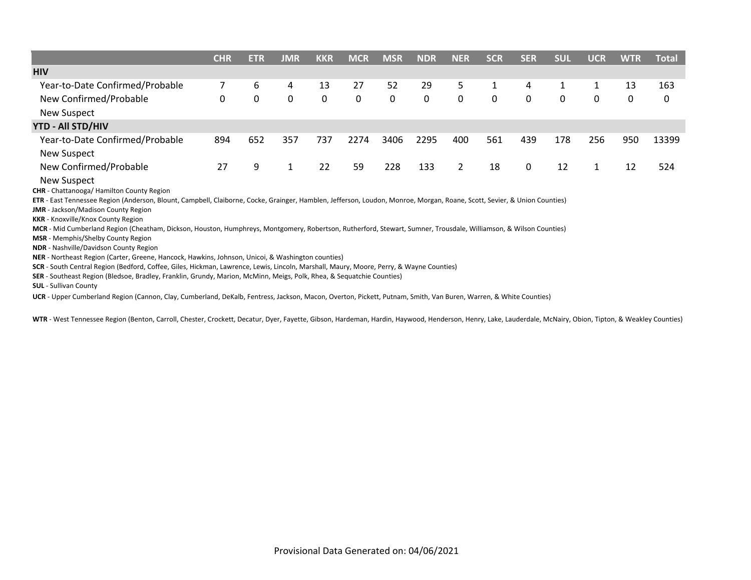| | CHR | ETR | JMR | KKR | MCR | MSR | NDR | NER | SCR | SER | SUL | UCR | WTR | Total |
|---|---|---|---|---|---|---|---|---|---|---|---|---|---|---|
| **HIV** | | | | | | | | | | | | | | |
| Year-to-Date Confirmed/Probable | 7 | 6 | 4 | 13 | 27 | 52 | 29 | 5 | 1 | 4 | 1 | 1 | 13 | 163 |
| New Confirmed/Probable | 0 | 0 | 0 | 0 | 0 | 0 | 0 | 0 | 0 | 0 | 0 | 0 | 0 | 0 |
| New Suspect | | | | | | | | | | | | | | |
| **YTD - All STD/HIV** | | | | | | | | | | | | | | |
| Year-to-Date Confirmed/Probable | 894 | 652 | 357 | 737 | 2274 | 3406 | 2295 | 400 | 561 | 439 | 178 | 256 | 950 | 13399 |
| New Suspect | | | | | | | | | | | | | | |
| New Confirmed/Probable | 27 | 9 | 1 | 22 | 59 | 228 | 133 | 2 | 18 | 0 | 12 | 1 | 12 | 524 |
| New Suspect | | | | | | | | | | | | | | |

**CHR** - Chattanooga/ Hamilton County Region

**ETR** - East Tennessee Region (Anderson, Blount, Campbell, Claiborne, Cocke, Grainger, Hamblen, Jefferson, Loudon, Monroe, Morgan, Roane, Scott, Sevier, & Union Counties)

**JMR** - Jackson/Madison County Region

**KKR** - Knoxville/Knox County Region

**MCR** - Mid Cumberland Region (Cheatham, Dickson, Houston, Humphreys, Montgomery, Robertson, Rutherford, Stewart, Sumner, Trousdale, Williamson, & Wilson Counties)

**MSR** - Memphis/Shelby County Region

**NDR** - Nashville/Davidson County Region

**NER** - Northeast Region (Carter, Greene, Hancock, Hawkins, Johnson, Unicoi, & Washington counties)

**SCR** - South Central Region (Bedford, Coffee, Giles, Hickman, Lawrence, Lewis, Lincoln, Marshall, Maury, Moore, Perry, & Wayne Counties)

**SER** - Southeast Region (Bledsoe, Bradley, Franklin, Grundy, Marion, McMinn, Meigs, Polk, Rhea, & Sequatchie Counties)

**SUL** - Sullivan County

**UCR** - Upper Cumberland Region (Cannon, Clay, Cumberland, DeKalb, Fentress, Jackson, Macon, Overton, Pickett, Putnam, Smith, Van Buren, Warren, & White Counties)

**WTR** - West Tennessee Region (Benton, Carroll, Chester, Crockett, Decatur, Dyer, Fayette, Gibson, Hardeman, Hardin, Haywood, Henderson, Henry, Lake, Lauderdale, McNairy, Obion, Tipton, & Weakley Counties)

Provisional Data Generated on: 04/06/2021